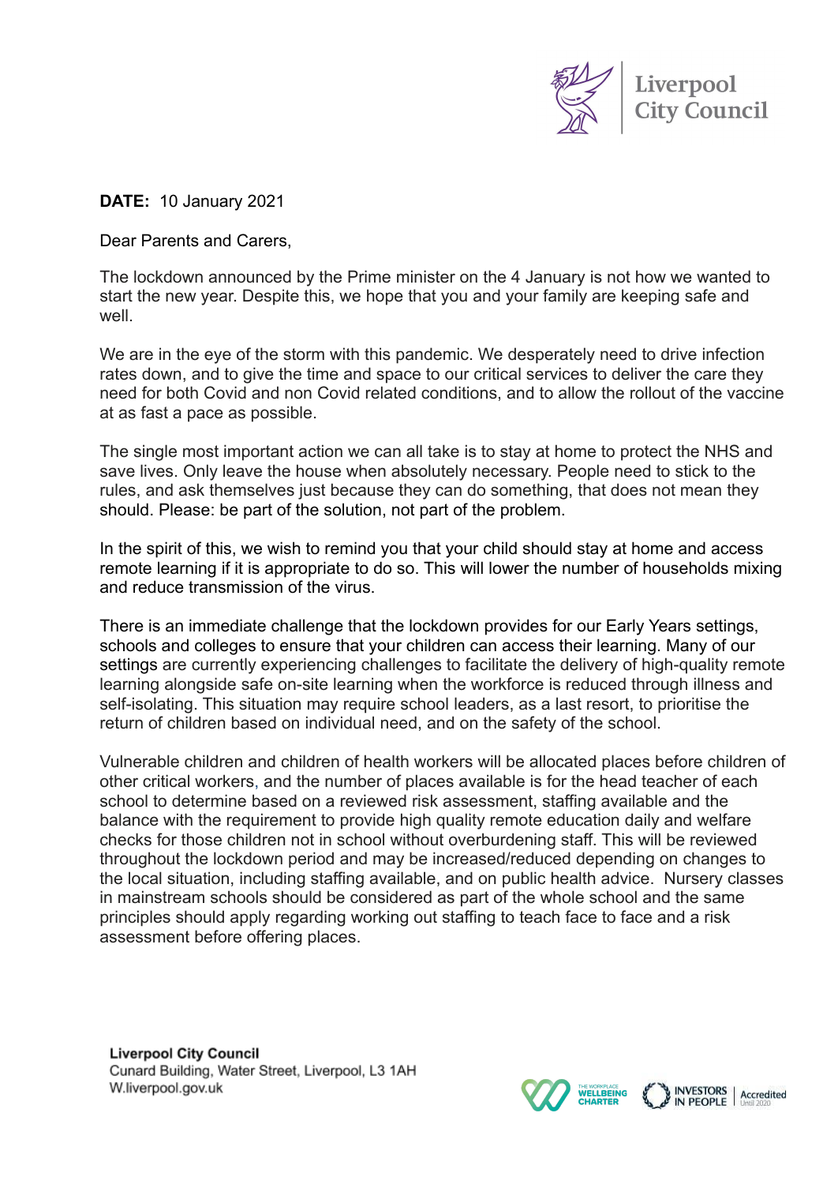Liverpool City Council

**DATE:** 10 January 2021

Dear Parents and Carers,

The lockdown announced by the Prime minister on the 4 January is not how we wanted to start the new year. Despite this, we hope that you and your family are keeping safe and well.

We are in the eye of the storm with this pandemic. We desperately need to drive infection rates down, and to give the time and space to our critical services to deliver the care they need for both Covid and non Covid related conditions, and to allow the rollout of the vaccine at as fast a pace as possible.

The single most important action we can all take is to stay at home to protect the NHS and save lives. Only leave the house when absolutely necessary. People need to stick to the rules, and ask themselves just because they can do something, that does not mean they should. Please: be part of the solution, not part of the problem.

In the spirit of this, we wish to remind you that your child should stay at home and access remote learning if it is appropriate to do so. This will lower the number of households mixing and reduce transmission of the virus.

There is an immediate challenge that the lockdown provides for our Early Years settings, schools and colleges to ensure that your children can access their learning. Many of our settings are currently experiencing challenges to facilitate the delivery of high-quality remote learning alongside safe on-site learning when the workforce is reduced through illness and self-isolating. This situation may require school leaders, as a last resort, to prioritise the return of children based on individual need, and on the safety of the school.

Vulnerable children and children of health workers will be allocated places before children of other critical workers, and the number of places available is for the head teacher of each school to determine based on a reviewed risk assessment, staffing available and the balance with the requirement to provide high quality remote education daily and welfare checks for those children not in school without overburdening staff. This will be reviewed throughout the lockdown period and may be increased/reduced depending on changes to the local situation, including staffing available, and on public health advice. Nursery classes in mainstream schools should be considered as part of the whole school and the same principles should apply regarding working out staffing to teach face to face and a risk assessment before offering places.

**Liverpool City Council**
Cunard Building, Water Street, Liverpool, L3 1AH
W.liverpool.gov.uk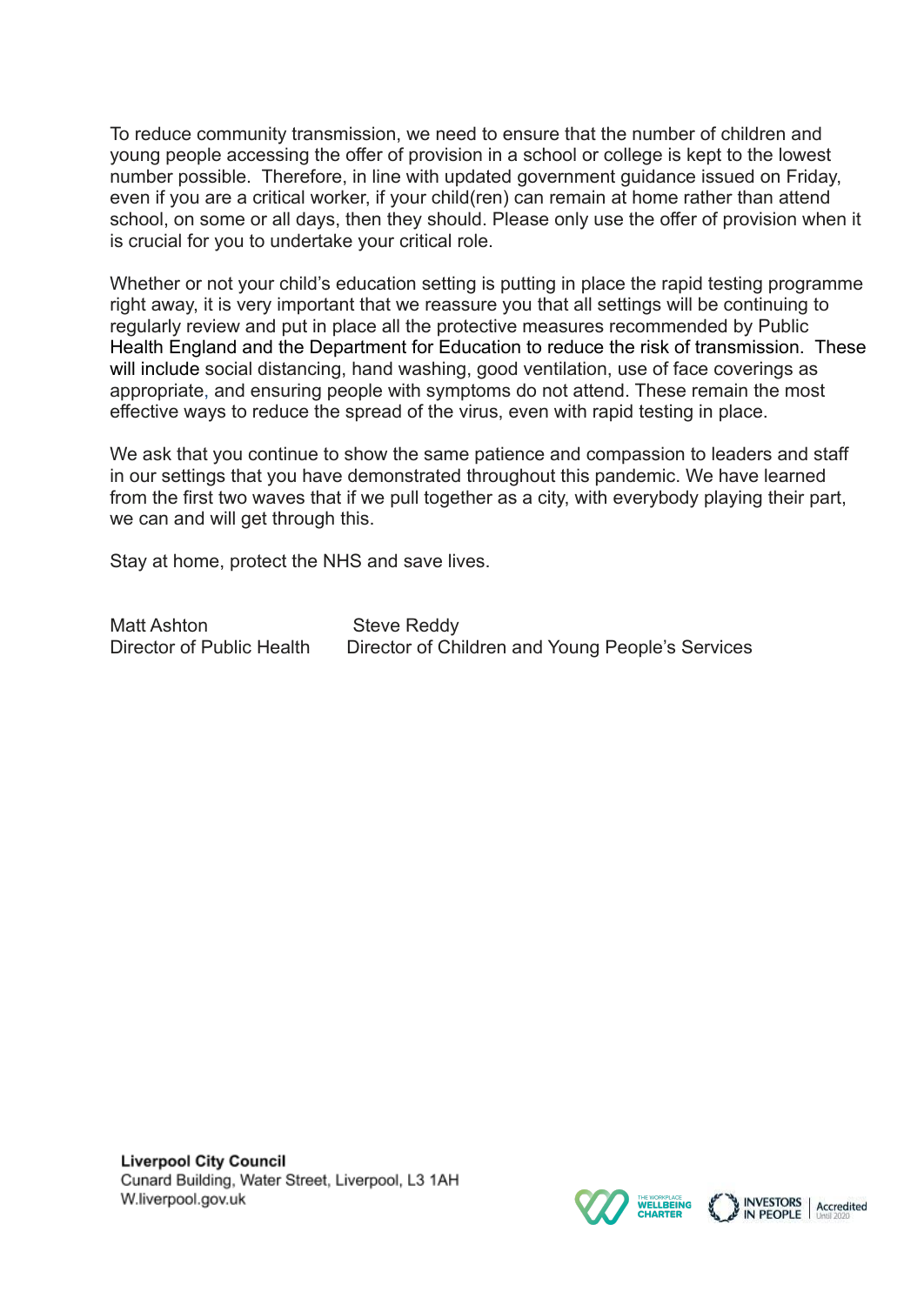To reduce community transmission, we need to ensure that the number of children and young people accessing the offer of provision in a school or college is kept to the lowest number possible. Therefore, in line with updated government guidance issued on Friday, even if you are a critical worker, if your child(ren) can remain at home rather than attend school, on some or all days, then they should. Please only use the offer of provision when it is crucial for you to undertake your critical role.

Whether or not your child's education setting is putting in place the rapid testing programme right away, it is very important that we reassure you that all settings will be continuing to regularly review and put in place all the protective measures recommended by Public Health England and the Department for Education to reduce the risk of transmission. These will include social distancing, hand washing, good ventilation, use of face coverings as appropriate, and ensuring people with symptoms do not attend. These remain the most effective ways to reduce the spread of the virus, even with rapid testing in place.

We ask that you continue to show the same patience and compassion to leaders and staff in our settings that you have demonstrated throughout this pandemic. We have learned from the first two waves that if we pull together as a city, with everybody playing their part, we can and will get through this.

Stay at home, protect the NHS and save lives.

Matt Ashton
Director of Public Health

Steve Reddy
Director of Children and Young People's Services

**Liverpool City Council**
Cunard Building, Water Street, Liverpool, L3 1AH
W.liverpool.gov.uk